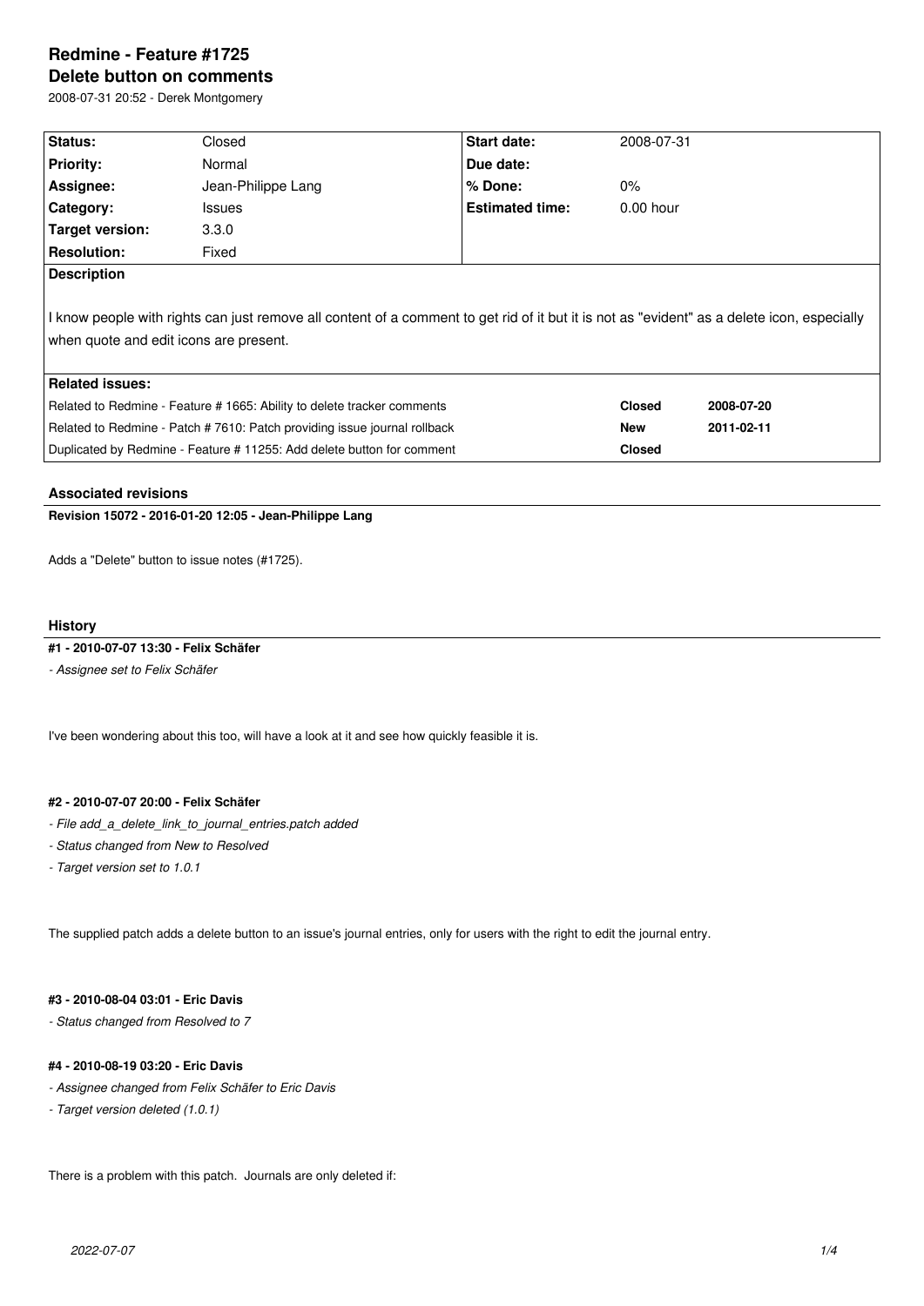# Redmine - Feature #1725

## Delete button on comments

2008-07-31 20:52 - Derek Montgomery

| Status: | Closed | Start date: | 2008-07-31 |
|---|---|---|---|
| Priority: | Normal | Due date: | |
| Assignee: | Jean-Philippe Lang | % Done: | 0% |
| Category: | Issues | Estimated time: | 0.00 hour |
| Target version: | 3.3.0 | | |
| Resolution: | Fixed | | |

**Description**

I know people with rights can just remove all content of a comment to get rid of it but it is not as "evident" as a delete icon, especially when quote and edit icons are present.

**Related issues:**

| | | |
|---|---|---|
| Related to Redmine - Feature # 1665: Ability to delete tracker comments | Closed | 2008-07-20 |
| Related to Redmine - Patch # 7610: Patch providing issue journal rollback | New | 2011-02-11 |
| Duplicated by Redmine - Feature # 11255: Add delete button for comment | Closed | |

### Associated revisions

**Revision 15072 - 2016-01-20 12:05 - Jean-Philippe Lang**

Adds a "Delete" button to issue notes (#1725).

### History

**#1 - 2010-07-07 13:30 - Felix Schäfer**

*- Assignee set to Felix Schäfer*

I've been wondering about this too, will have a look at it and see how quickly feasible it is.

**#2 - 2010-07-07 20:00 - Felix Schäfer**

*- File add_a_delete_link_to_journal_entries.patch added*

*- Status changed from New to Resolved*

*- Target version set to 1.0.1*

The supplied patch adds a delete button to an issue's journal entries, only for users with the right to edit the journal entry.

**#3 - 2010-08-04 03:01 - Eric Davis**

*- Status changed from Resolved to 7*

**#4 - 2010-08-19 03:20 - Eric Davis**

*- Assignee changed from Felix Schäfer to Eric Davis*

*- Target version deleted (1.0.1)*

There is a problem with this patch. Journals are only deleted if: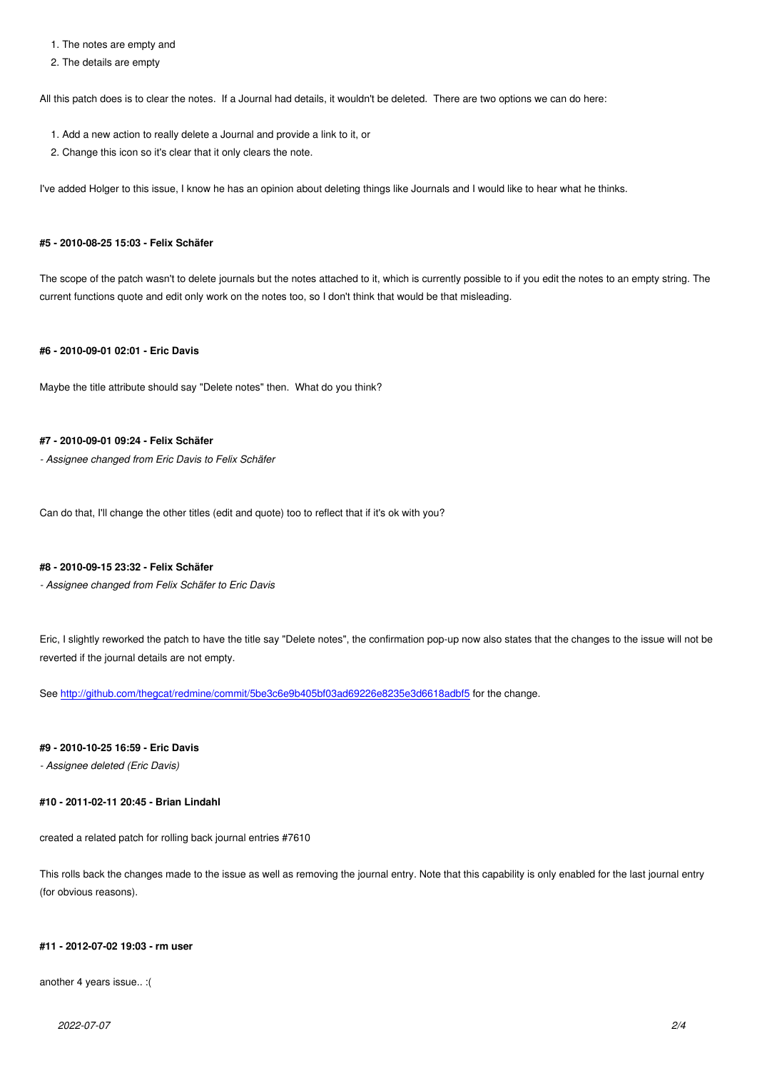1. The notes are empty and
2. The details are empty

All this patch does is to clear the notes. If a Journal had details, it wouldn't be deleted. There are two options we can do here:

1. Add a new action to really delete a Journal and provide a link to it, or
2. Change this icon so it's clear that it only clears the note.

I've added Holger to this issue, I know he has an opinion about deleting things like Journals and I would like to hear what he thinks.

#### #5 - 2010-08-25 15:03 - Felix Schäfer

The scope of the patch wasn't to delete journals but the notes attached to it, which is currently possible to if you edit the notes to an empty string. The current functions quote and edit only work on the notes too, so I don't think that would be that misleading.

#### #6 - 2010-09-01 02:01 - Eric Davis

Maybe the title attribute should say "Delete notes" then. What do you think?

#### #7 - 2010-09-01 09:24 - Felix Schäfer

*- Assignee changed from Eric Davis to Felix Schäfer*

Can do that, I'll change the other titles (edit and quote) too to reflect that if it's ok with you?

#### #8 - 2010-09-15 23:32 - Felix Schäfer

*- Assignee changed from Felix Schäfer to Eric Davis*

Eric, I slightly reworked the patch to have the title say "Delete notes", the confirmation pop-up now also states that the changes to the issue will not be reverted if the journal details are not empty.

See [http://github.com/thegcat/redmine/commit/5be3c6e9b405bf03ad69226e8235e3d6618adbf5](http://github.com/thegcat/redmine/commit/5be3c6e9b405bf03ad69226e8235e3d6618adbf5) for the change.

#### #9 - 2010-10-25 16:59 - Eric Davis

*- Assignee deleted (Eric Davis)*

#### #10 - 2011-02-11 20:45 - Brian Lindahl

created a related patch for rolling back journal entries #7610

This rolls back the changes made to the issue as well as removing the journal entry. Note that this capability is only enabled for the last journal entry (for obvious reasons).

#### #11 - 2012-07-02 19:03 - rm user

another 4 years issue.. :(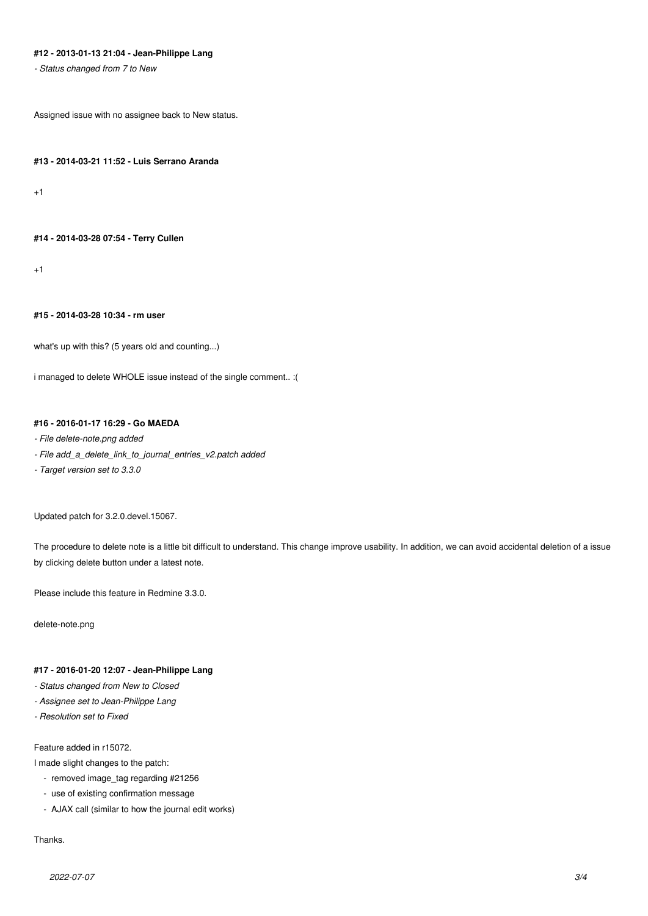#### #12 - 2013-01-13 21:04 - Jean-Philippe Lang

*- Status changed from 7 to New*

Assigned issue with no assignee back to New status.

#### #13 - 2014-03-21 11:52 - Luis Serrano Aranda

+1

#### #14 - 2014-03-28 07:54 - Terry Cullen

+1

#### #15 - 2014-03-28 10:34 - rm user

what's up with this? (5 years old and counting...)

i managed to delete WHOLE issue instead of the single comment.. :(

#### #16 - 2016-01-17 16:29 - Go MAEDA

*- File delete-note.png added*

*- File add_a_delete_link_to_journal_entries_v2.patch added*

*- Target version set to 3.3.0*

Updated patch for 3.2.0.devel.15067.

The procedure to delete note is a little bit difficult to understand. This change improve usability. In addition, we can avoid accidental deletion of a issue by clicking delete button under a latest note.

Please include this feature in Redmine 3.3.0.

delete-note.png

#### #17 - 2016-01-20 12:07 - Jean-Philippe Lang

*- Status changed from New to Closed*

*- Assignee set to Jean-Philippe Lang*

*- Resolution set to Fixed*

Feature added in r15072.
I made slight changes to the patch:

- removed image_tag regarding #21256
- use of existing confirmation message
- AJAX call (similar to how the journal edit works)

Thanks.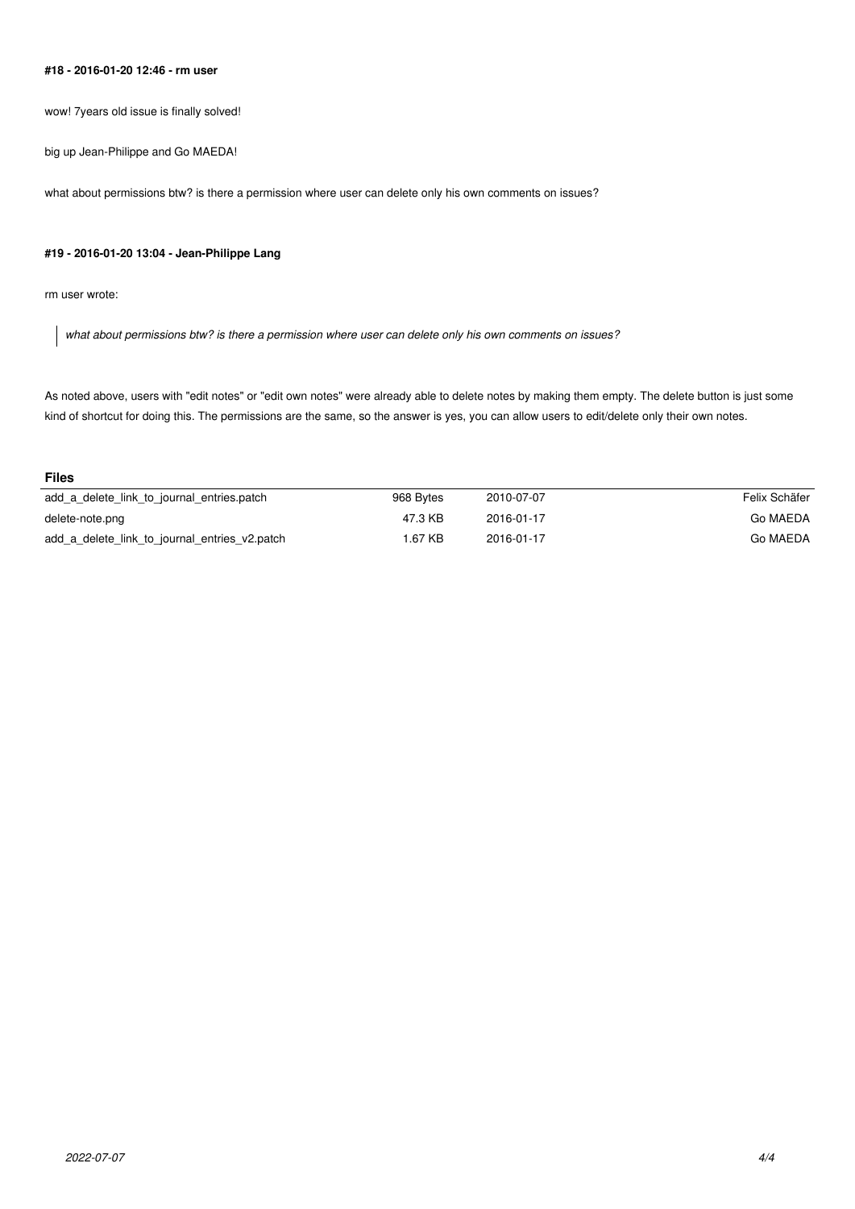#### #18 - 2016-01-20 12:46 - rm user

wow! 7years old issue is finally solved!

big up Jean-Philippe and Go MAEDA!

what about permissions btw? is there a permission where user can delete only his own comments on issues?

#### #19 - 2016-01-20 13:04 - Jean-Philippe Lang

rm user wrote:

> *what about permissions btw? is there a permission where user can delete only his own comments on issues?*

As noted above, users with "edit notes" or "edit own notes" were already able to delete notes by making them empty. The delete button is just some kind of shortcut for doing this. The permissions are the same, so the answer is yes, you can allow users to edit/delete only their own notes.

### Files

| | | | |
|---|---|---|---|
| add_a_delete_link_to_journal_entries.patch | 968 Bytes | 2010-07-07 | Felix Schäfer |
| delete-note.png | 47.3 KB | 2016-01-17 | Go MAEDA |
| add_a_delete_link_to_journal_entries_v2.patch | 1.67 KB | 2016-01-17 | Go MAEDA |